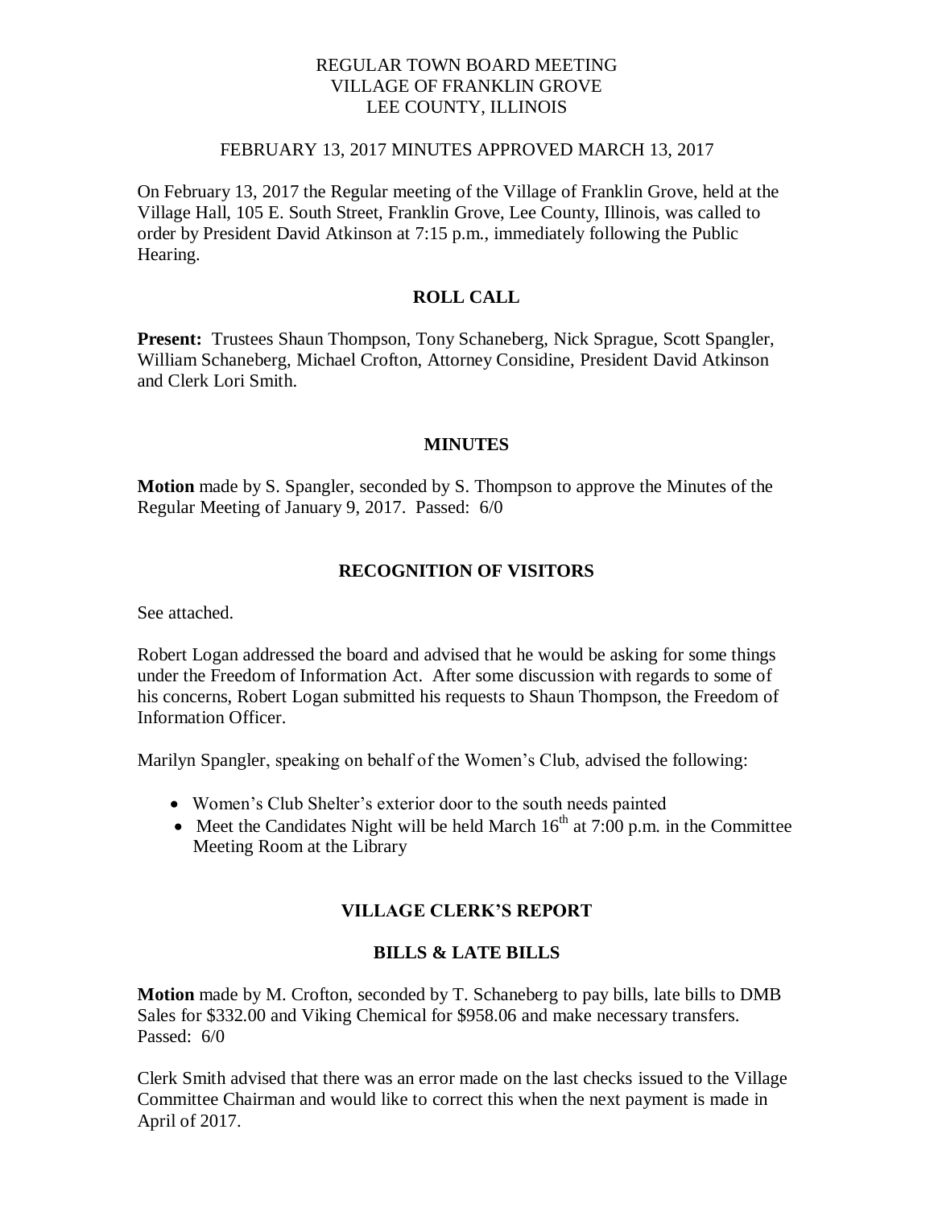REGULAR TOWN BOARD MEETING
VILLAGE OF FRANKLIN GROVE
LEE COUNTY, ILLINOIS

FEBRUARY 13, 2017 MINUTES APPROVED MARCH 13, 2017

On February 13, 2017 the Regular meeting of the Village of Franklin Grove, held at the Village Hall, 105 E. South Street, Franklin Grove, Lee County, Illinois, was called to order by President David Atkinson at 7:15 p.m., immediately following the Public Hearing.

## ROLL CALL

**Present:** Trustees Shaun Thompson, Tony Schaneberg, Nick Sprague, Scott Spangler, William Schaneberg, Michael Crofton, Attorney Considine, President David Atkinson and Clerk Lori Smith.

## MINUTES

**Motion** made by S. Spangler, seconded by S. Thompson to approve the Minutes of the Regular Meeting of January 9, 2017. Passed: 6/0

## RECOGNITION OF VISITORS

See attached.

Robert Logan addressed the board and advised that he would be asking for some things under the Freedom of Information Act. After some discussion with regards to some of his concerns, Robert Logan submitted his requests to Shaun Thompson, the Freedom of Information Officer.

Marilyn Spangler, speaking on behalf of the Women's Club, advised the following:

- Women's Club Shelter's exterior door to the south needs painted
- Meet the Candidates Night will be held March 16th at 7:00 p.m. in the Committee Meeting Room at the Library

## VILLAGE CLERK'S REPORT

## BILLS & LATE BILLS

**Motion** made by M. Crofton, seconded by T. Schaneberg to pay bills, late bills to DMB Sales for $332.00 and Viking Chemical for $958.06 and make necessary transfers. Passed: 6/0

Clerk Smith advised that there was an error made on the last checks issued to the Village Committee Chairman and would like to correct this when the next payment is made in April of 2017.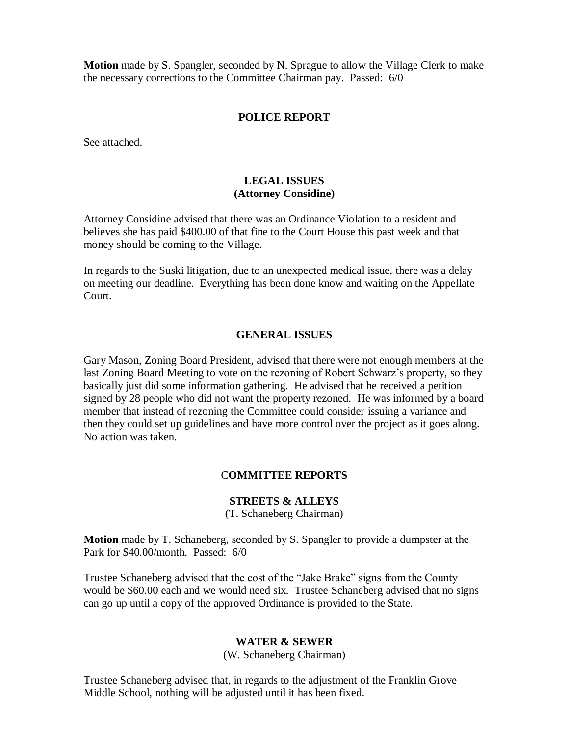**Motion** made by S. Spangler, seconded by N. Sprague to allow the Village Clerk to make the necessary corrections to the Committee Chairman pay. Passed: 6/0

## POLICE REPORT

See attached.

## LEGAL ISSUES
**(Attorney Considine)**

Attorney Considine advised that there was an Ordinance Violation to a resident and believes she has paid $400.00 of that fine to the Court House this past week and that money should be coming to the Village.

In regards to the Suski litigation, due to an unexpected medical issue, there was a delay on meeting our deadline. Everything has been done know and waiting on the Appellate Court.

## GENERAL ISSUES

Gary Mason, Zoning Board President, advised that there were not enough members at the last Zoning Board Meeting to vote on the rezoning of Robert Schwarz's property, so they basically just did some information gathering. He advised that he received a petition signed by 28 people who did not want the property rezoned. He was informed by a board member that instead of rezoning the Committee could consider issuing a variance and then they could set up guidelines and have more control over the project as it goes along. No action was taken.

## COMMITTEE REPORTS

### STREETS & ALLEYS
(T. Schaneberg Chairman)

**Motion** made by T. Schaneberg, seconded by S. Spangler to provide a dumpster at the Park for $40.00/month. Passed: 6/0

Trustee Schaneberg advised that the cost of the "Jake Brake" signs from the County would be $60.00 each and we would need six. Trustee Schaneberg advised that no signs can go up until a copy of the approved Ordinance is provided to the State.

### WATER & SEWER
(W. Schaneberg Chairman)

Trustee Schaneberg advised that, in regards to the adjustment of the Franklin Grove Middle School, nothing will be adjusted until it has been fixed.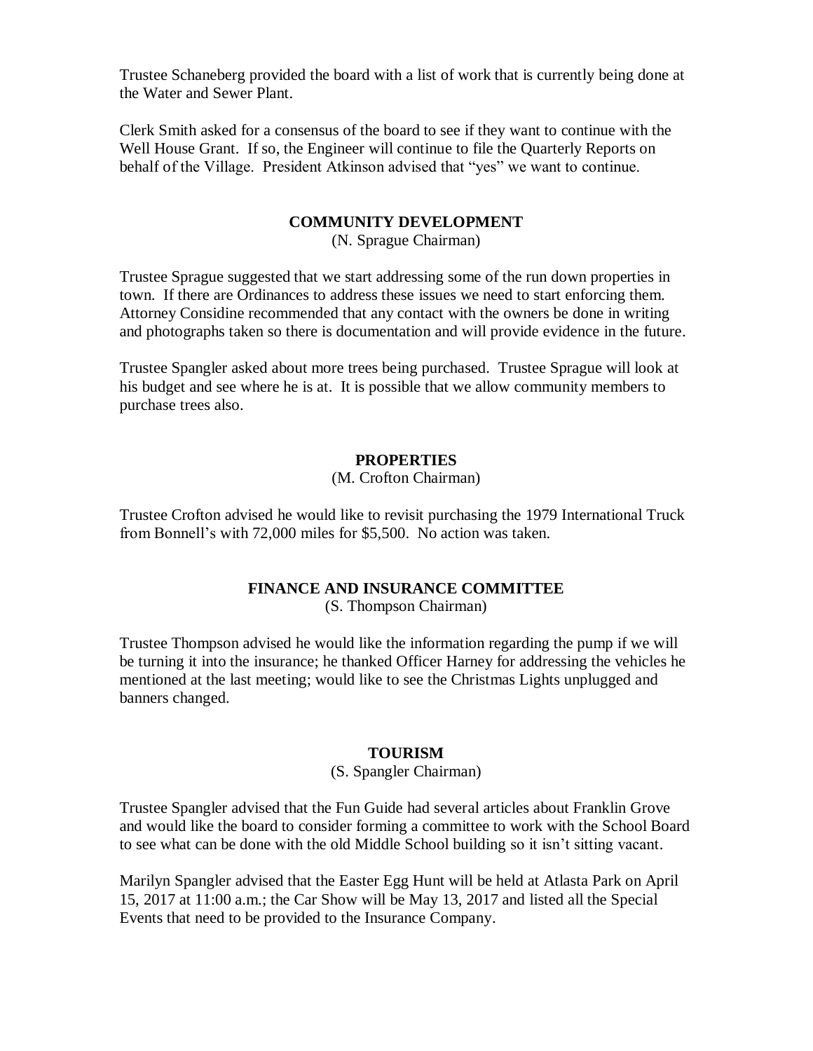Trustee Schaneberg provided the board with a list of work that is currently being done at the Water and Sewer Plant.

Clerk Smith asked for a consensus of the board to see if they want to continue with the Well House Grant. If so, the Engineer will continue to file the Quarterly Reports on behalf of the Village. President Atkinson advised that "yes" we want to continue.

## COMMUNITY DEVELOPMENT

(N. Sprague Chairman)

Trustee Sprague suggested that we start addressing some of the run down properties in town. If there are Ordinances to address these issues we need to start enforcing them. Attorney Considine recommended that any contact with the owners be done in writing and photographs taken so there is documentation and will provide evidence in the future.

Trustee Spangler asked about more trees being purchased. Trustee Sprague will look at his budget and see where he is at. It is possible that we allow community members to purchase trees also.

## PROPERTIES

(M. Crofton Chairman)

Trustee Crofton advised he would like to revisit purchasing the 1979 International Truck from Bonnell's with 72,000 miles for $5,500. No action was taken.

## FINANCE AND INSURANCE COMMITTEE

(S. Thompson Chairman)

Trustee Thompson advised he would like the information regarding the pump if we will be turning it into the insurance; he thanked Officer Harney for addressing the vehicles he mentioned at the last meeting; would like to see the Christmas Lights unplugged and banners changed.

## TOURISM

(S. Spangler Chairman)

Trustee Spangler advised that the Fun Guide had several articles about Franklin Grove and would like the board to consider forming a committee to work with the School Board to see what can be done with the old Middle School building so it isn't sitting vacant.

Marilyn Spangler advised that the Easter Egg Hunt will be held at Atlasta Park on April 15, 2017 at 11:00 a.m.; the Car Show will be May 13, 2017 and listed all the Special Events that need to be provided to the Insurance Company.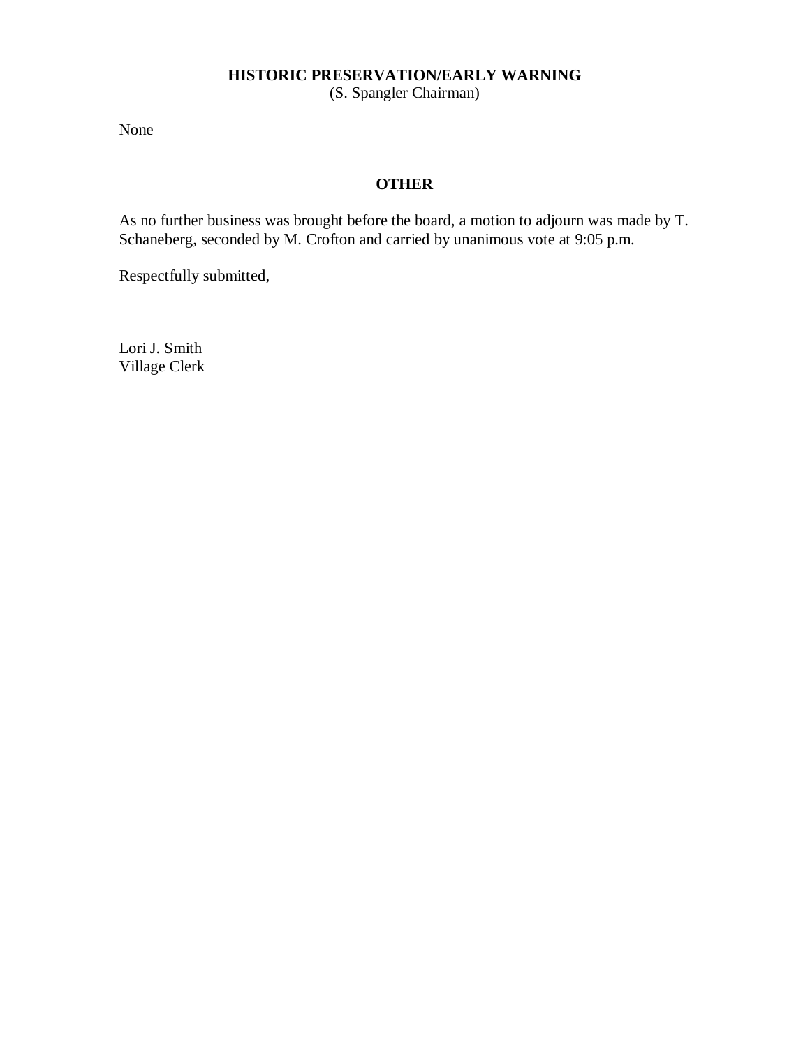**HISTORIC PRESERVATION/EARLY WARNING**
(S. Spangler Chairman)

None

**OTHER**

As no further business was brought before the board, a motion to adjourn was made by T. Schaneberg, seconded by M. Crofton and carried by unanimous vote at 9:05 p.m.

Respectfully submitted,

Lori J. Smith
Village Clerk